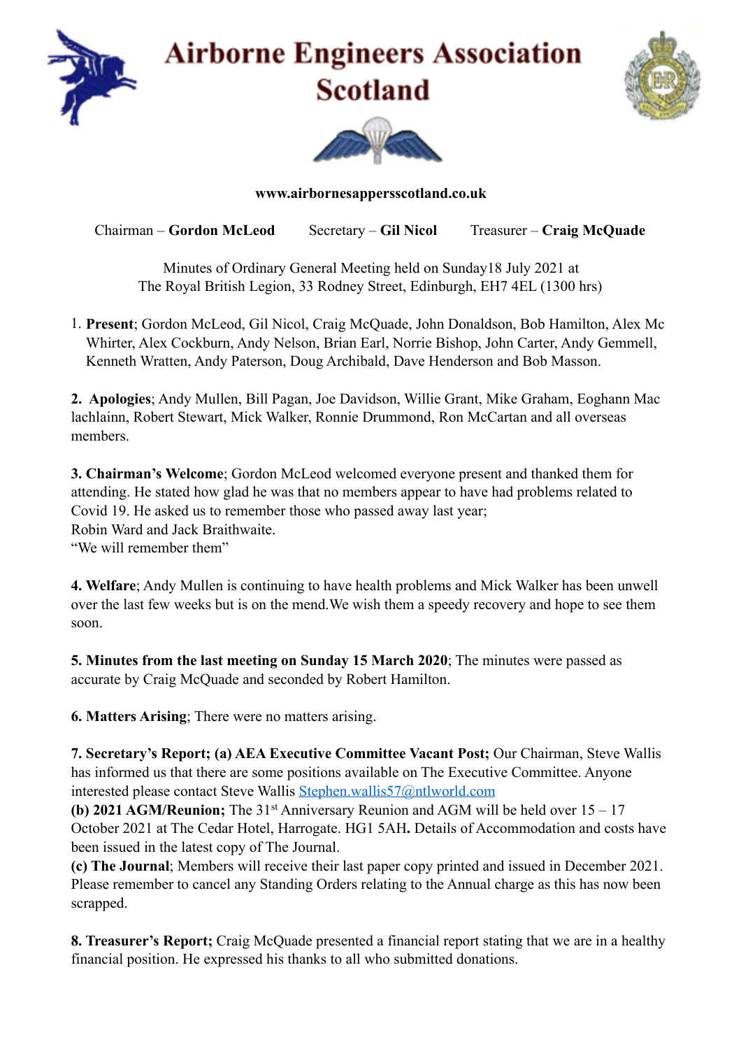# Airborne Engineers Association Scotland

**www.airbornesappersscotland.co.uk**

Chairman – **Gordon McLeod** Secretary – **Gil Nicol** Treasurer – **Craig McQuade**

Minutes of Ordinary General Meeting held on Sunday18 July 2021 at
The Royal British Legion, 33 Rodney Street, Edinburgh, EH7 4EL (1300 hrs)

1. **Present**; Gordon McLeod, Gil Nicol, Craig McQuade, John Donaldson, Bob Hamilton, Alex Mc Whirter, Alex Cockburn, Andy Nelson, Brian Earl, Norrie Bishop, John Carter, Andy Gemmell, Kenneth Wratten, Andy Paterson, Doug Archibald, Dave Henderson and Bob Masson.

**2. Apologies**; Andy Mullen, Bill Pagan, Joe Davidson, Willie Grant, Mike Graham, Eoghann Mac lachlainn, Robert Stewart, Mick Walker, Ronnie Drummond, Ron McCartan and all overseas members.

**3. Chairman's Welcome**; Gordon McLeod welcomed everyone present and thanked them for attending. He stated how glad he was that no members appear to have had problems related to Covid 19. He asked us to remember those who passed away last year;
Robin Ward and Jack Braithwaite.
"We will remember them"

**4. Welfare**; Andy Mullen is continuing to have health problems and Mick Walker has been unwell over the last few weeks but is on the mend.We wish them a speedy recovery and hope to see them soon.

**5. Minutes from the last meeting on Sunday 15 March 2020**; The minutes were passed as accurate by Craig McQuade and seconded by Robert Hamilton.

**6. Matters Arising**; There were no matters arising.

**7. Secretary's Report; (a) AEA Executive Committee Vacant Post;** Our Chairman, Steve Wallis has informed us that there are some positions available on The Executive Committee. Anyone interested please contact Steve Wallis Stephen.wallis57@ntlworld.com
**(b) 2021 AGM/Reunion;** The 31st Anniversary Reunion and AGM will be held over 15 – 17 October 2021 at The Cedar Hotel, Harrogate. HG1 5AH**.** Details of Accommodation and costs have been issued in the latest copy of The Journal.
**(c) The Journal**; Members will receive their last paper copy printed and issued in December 2021. Please remember to cancel any Standing Orders relating to the Annual charge as this has now been scrapped.

**8. Treasurer's Report;** Craig McQuade presented a financial report stating that we are in a healthy financial position. He expressed his thanks to all who submitted donations.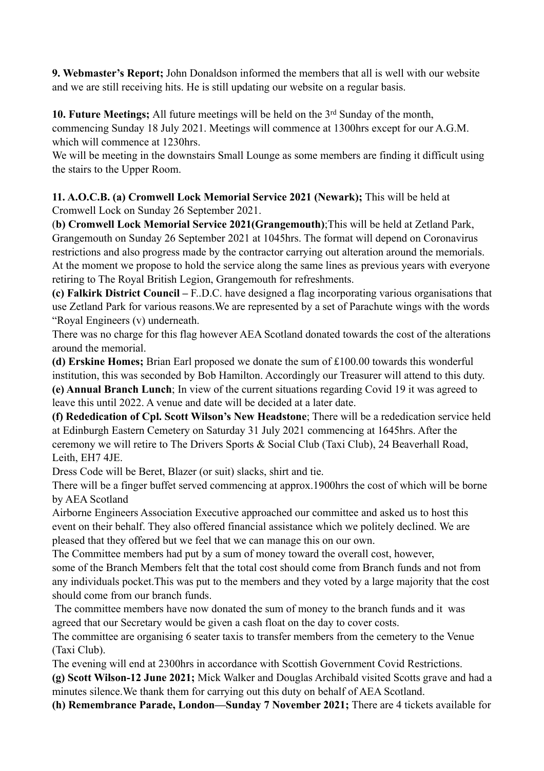**9. Webmaster's Report;** John Donaldson informed the members that all is well with our website and we are still receiving hits. He is still updating our website on a regular basis.

**10. Future Meetings;** All future meetings will be held on the 3rd Sunday of the month, commencing Sunday 18 July 2021. Meetings will commence at 1300hrs except for our A.G.M. which will commence at 1230hrs.
We will be meeting in the downstairs Small Lounge as some members are finding it difficult using the stairs to the Upper Room.

**11. A.O.C.B. (a) Cromwell Lock Memorial Service 2021 (Newark);** This will be held at Cromwell Lock on Sunday 26 September 2021.
(**b) Cromwell Lock Memorial Service 2021(Grangemouth)**;This will be held at Zetland Park, Grangemouth on Sunday 26 September 2021 at 1045hrs. The format will depend on Coronavirus restrictions and also progress made by the contractor carrying out alteration around the memorials. At the moment we propose to hold the service along the same lines as previous years with everyone retiring to The Royal British Legion, Grangemouth for refreshments.
**(c) Falkirk District Council –** F..D.C. have designed a flag incorporating various organisations that use Zetland Park for various reasons.We are represented by a set of Parachute wings with the words "Royal Engineers (v) underneath.
There was no charge for this flag however AEA Scotland donated towards the cost of the alterations around the memorial.
**(d) Erskine Homes;** Brian Earl proposed we donate the sum of £100.00 towards this wonderful institution, this was seconded by Bob Hamilton. Accordingly our Treasurer will attend to this duty.
**(e) Annual Branch Lunch**; In view of the current situations regarding Covid 19 it was agreed to leave this until 2022. A venue and date will be decided at a later date.
**(f) Rededication of Cpl. Scott Wilson's New Headstone**; There will be a rededication service held at Edinburgh Eastern Cemetery on Saturday 31 July 2021 commencing at 1645hrs. After the ceremony we will retire to The Drivers Sports & Social Club (Taxi Club), 24 Beaverhall Road, Leith, EH7 4JE.
Dress Code will be Beret, Blazer (or suit) slacks, shirt and tie.
There will be a finger buffet served commencing at approx.1900hrs the cost of which will be borne by AEA Scotland
Airborne Engineers Association Executive approached our committee and asked us to host this event on their behalf. They also offered financial assistance which we politely declined. We are pleased that they offered but we feel that we can manage this on our own.
The Committee members had put by a sum of money toward the overall cost, however, some of the Branch Members felt that the total cost should come from Branch funds and not from any individuals pocket.This was put to the members and they voted by a large majority that the cost should come from our branch funds.
The committee members have now donated the sum of money to the branch funds and it was agreed that our Secretary would be given a cash float on the day to cover costs.
The committee are organising 6 seater taxis to transfer members from the cemetery to the Venue (Taxi Club).
The evening will end at 2300hrs in accordance with Scottish Government Covid Restrictions.
**(g) Scott Wilson-12 June 2021;** Mick Walker and Douglas Archibald visited Scotts grave and had a minutes silence.We thank them for carrying out this duty on behalf of AEA Scotland.
**(h) Remembrance Parade, London—Sunday 7 November 2021;** There are 4 tickets available for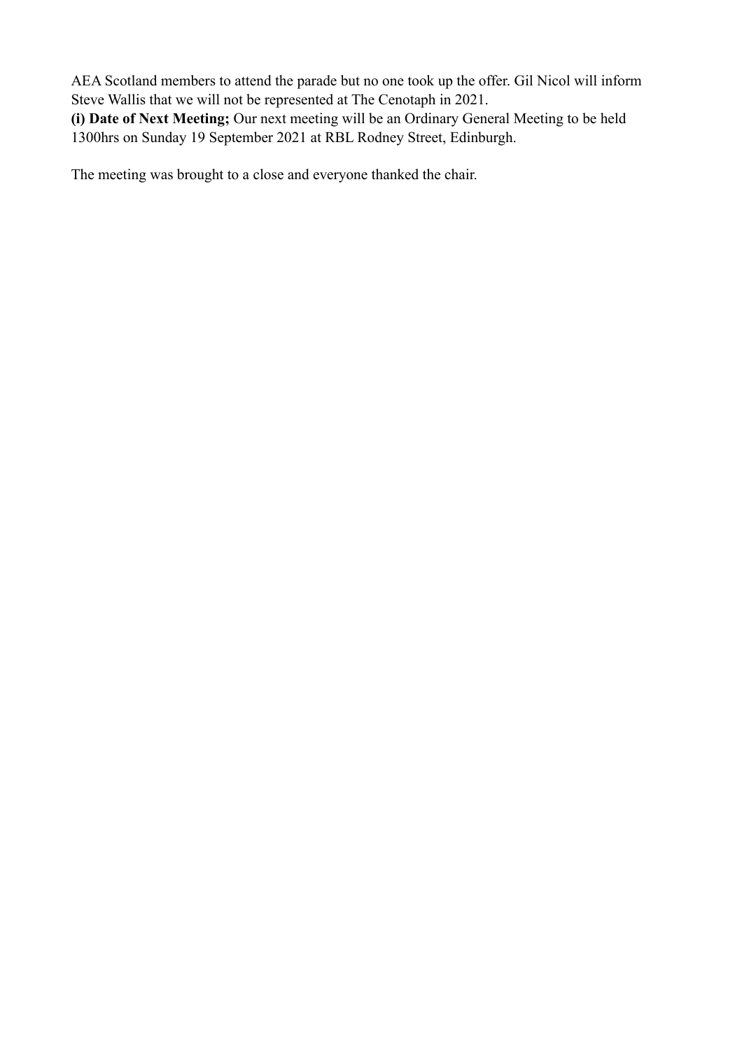AEA Scotland members to attend the parade but no one took up the offer. Gil Nicol will inform Steve Wallis that we will not be represented at The Cenotaph in 2021.

**(i) Date of Next Meeting;** Our next meeting will be an Ordinary General Meeting to be held 1300hrs on Sunday 19 September 2021 at RBL Rodney Street, Edinburgh.

The meeting was brought to a close and everyone thanked the chair.